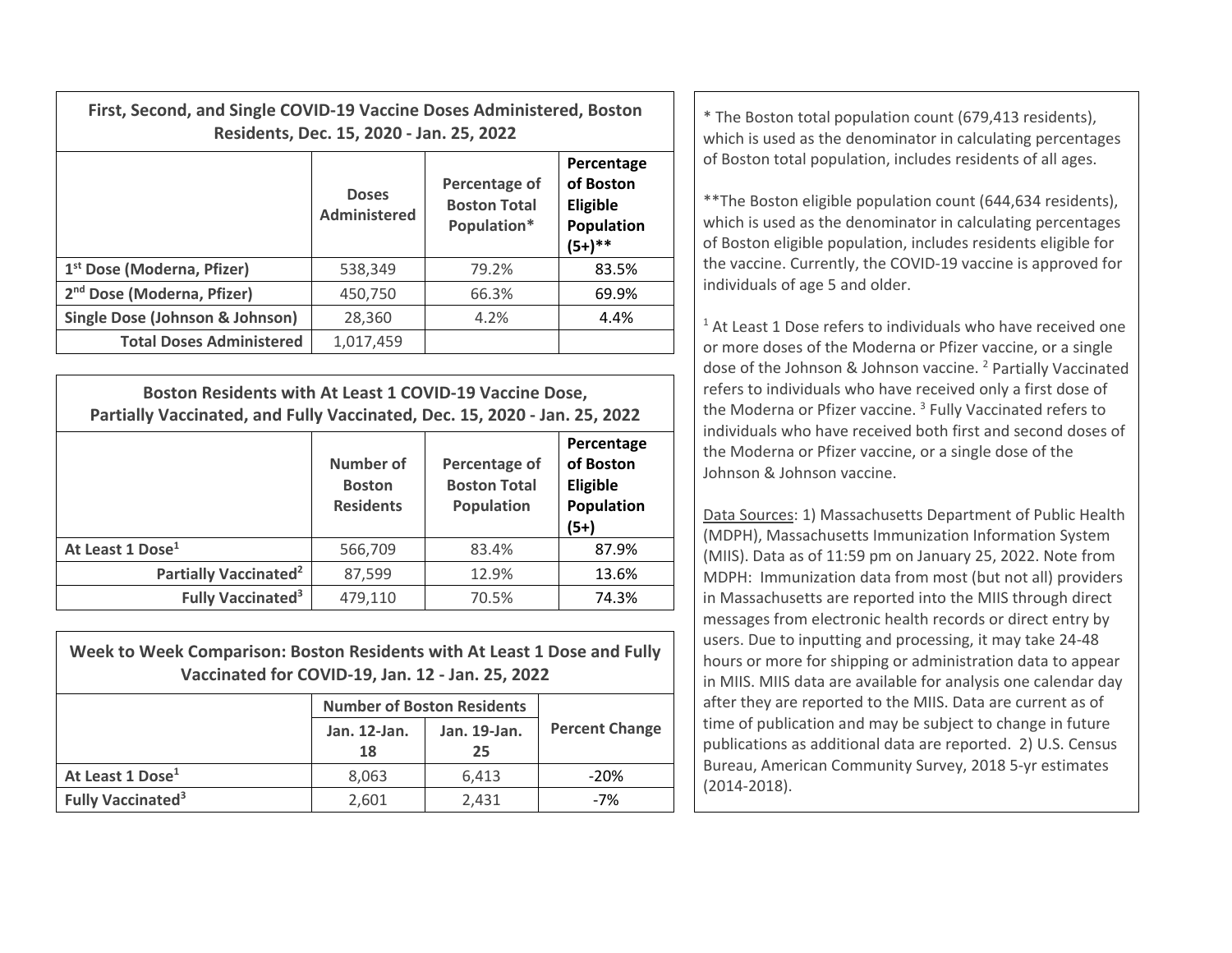| First, Second, and Single COVID-19 Vaccine Doses Administered, Boston Residents, Dec. 15, 2020 - Jan. 25, 2022 | | | |
|---|---|---|---|
| | Doses Administered | Percentage of Boston Total Population* | Percentage of Boston Eligible Population (5+)** |
| 1st Dose (Moderna, Pfizer) | 538,349 | 79.2% | 83.5% |
| 2nd Dose (Moderna, Pfizer) | 450,750 | 66.3% | 69.9% |
| Single Dose (Johnson & Johnson) | 28,360 | 4.2% | 4.4% |
| Total Doses Administered | 1,017,459 | | |

| Boston Residents with At Least 1 COVID-19 Vaccine Dose, Partially Vaccinated, and Fully Vaccinated, Dec. 15, 2020 - Jan. 25, 2022 | | | |
|---|---|---|---|
| | Number of Boston Residents | Percentage of Boston Total Population | Percentage of Boston Eligible Population (5+) |
| At Least 1 Dose[1] | 566,709 | 83.4% | 87.9% |
| Partially Vaccinated[2] | 87,599 | 12.9% | 13.6% |
| Fully Vaccinated[3] | 479,110 | 70.5% | 74.3% |

| Week to Week Comparison: Boston Residents with At Least 1 Dose and Fully Vaccinated for COVID-19, Jan. 12 - Jan. 25, 2022 | | | |
|---|---|---|---|
| | Number of Boston Residents | | Percent Change |
| | Jan. 12-Jan. 18 | Jan. 19-Jan. 25 | |
| At Least 1 Dose[1] | 8,063 | 6,413 | -20% |
| Fully Vaccinated[3] | 2,601 | 2,431 | -7% |

* The Boston total population count (679,413 residents), which is used as the denominator in calculating percentages of Boston total population, includes residents of all ages.

**The Boston eligible population count (644,634 residents), which is used as the denominator in calculating percentages of Boston eligible population, includes residents eligible for the vaccine. Currently, the COVID-19 vaccine is approved for individuals of age 5 and older.

[1] At Least 1 Dose refers to individuals who have received one or more doses of the Moderna or Pfizer vaccine, or a single dose of the Johnson & Johnson vaccine. [2] Partially Vaccinated refers to individuals who have received only a first dose of the Moderna or Pfizer vaccine. [3] Fully Vaccinated refers to individuals who have received both first and second doses of the Moderna or Pfizer vaccine, or a single dose of the Johnson & Johnson vaccine.

Data Sources: 1) Massachusetts Department of Public Health (MDPH), Massachusetts Immunization Information System (MIIS). Data as of 11:59 pm on January 25, 2022. Note from MDPH: Immunization data from most (but not all) providers in Massachusetts are reported into the MIIS through direct messages from electronic health records or direct entry by users. Due to inputting and processing, it may take 24-48 hours or more for shipping or administration data to appear in MIIS. MIIS data are available for analysis one calendar day after they are reported to the MIIS. Data are current as of time of publication and may be subject to change in future publications as additional data are reported. 2) U.S. Census Bureau, American Community Survey, 2018 5-yr estimates (2014-2018).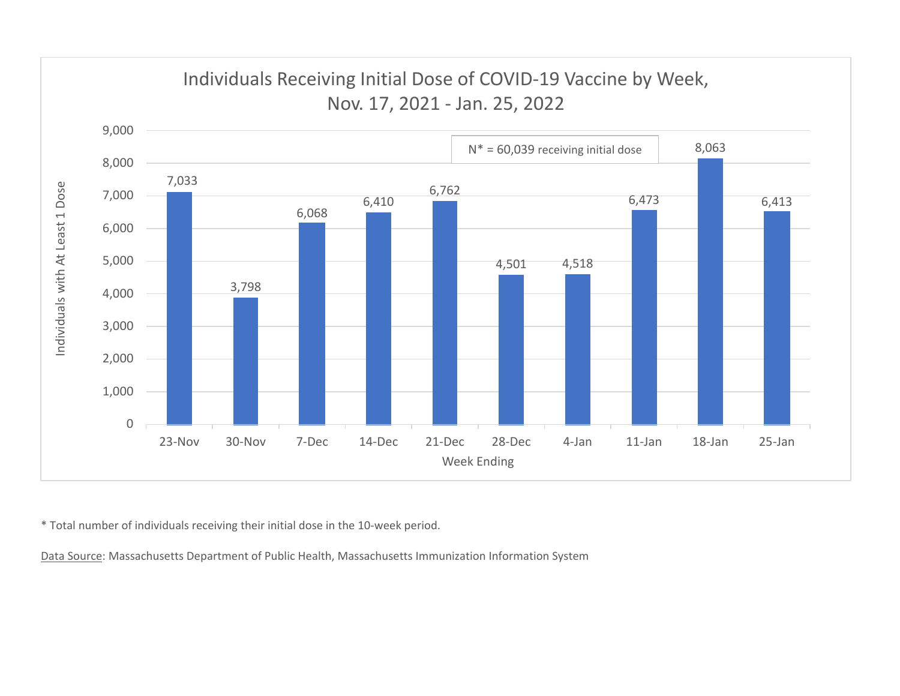## Individuals Receiving Initial Dose of COVID-19 Vaccine by Week, Nov. 17, 2021 - Jan. 25, 2022

N* = 60,039 receiving initial dose

| Week Ending | Individuals with At Least 1 Dose |
|---|---|
| 23-Nov | 7,033 |
| 30-Nov | 3,798 |
| 7-Dec | 6,068 |
| 14-Dec | 6,410 |
| 21-Dec | 6,762 |
| 28-Dec | 4,501 |
| 4-Jan | 4,518 |
| 11-Jan | 6,473 |
| 18-Jan | 8,063 |
| 25-Jan | 6,413 |

\* Total number of individuals receiving their initial dose in the 10-week period.

Data Source: Massachusetts Department of Public Health, Massachusetts Immunization Information System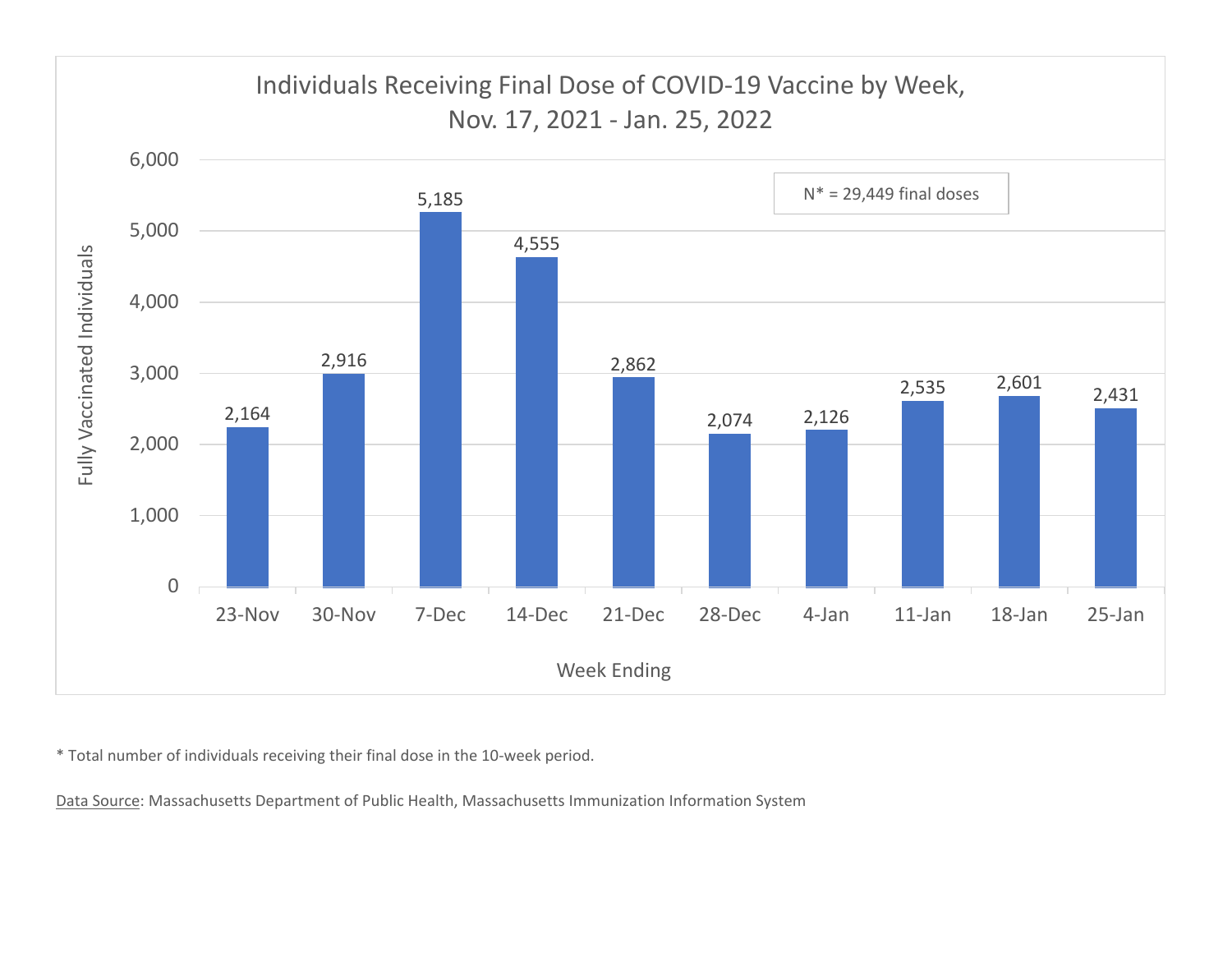## Individuals Receiving Final Dose of COVID-19 Vaccine by Week, Nov. 17, 2021 - Jan. 25, 2022

N* = 29,449 final doses

| Week Ending | Fully Vaccinated Individuals |
| --- | --- |
| 23-Nov | 2,164 |
| 30-Nov | 2,916 |
| 7-Dec | 5,185 |
| 14-Dec | 4,555 |
| 21-Dec | 2,862 |
| 28-Dec | 2,074 |
| 4-Jan | 2,126 |
| 11-Jan | 2,535 |
| 18-Jan | 2,601 |
| 25-Jan | 2,431 |

* Total number of individuals receiving their final dose in the 10-week period.

Data Source: Massachusetts Department of Public Health, Massachusetts Immunization Information System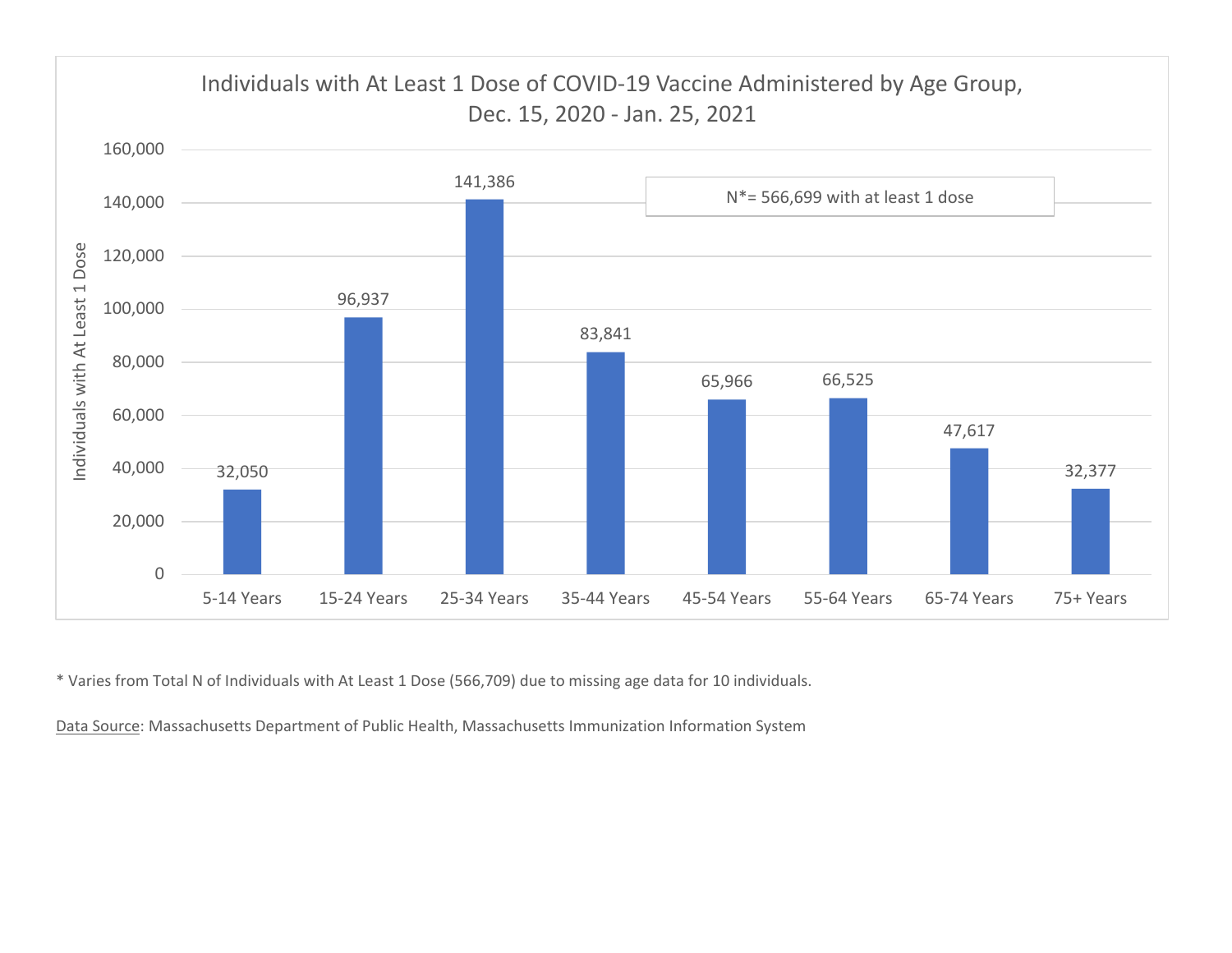## Individuals with At Least 1 Dose of COVID-19 Vaccine Administered by Age Group, Dec. 15, 2020 - Jan. 25, 2021

N*= 566,699 with at least 1 dose

| Age Group | Individuals with At Least 1 Dose |
|---|---|
| 5-14 Years | 32,050 |
| 15-24 Years | 96,937 |
| 25-34 Years | 141,386 |
| 35-44 Years | 83,841 |
| 45-54 Years | 65,966 |
| 55-64 Years | 66,525 |
| 65-74 Years | 47,617 |
| 75+ Years | 32,377 |

* Varies from Total N of Individuals with At Least 1 Dose (566,709) due to missing age data for 10 individuals.

Data Source: Massachusetts Department of Public Health, Massachusetts Immunization Information System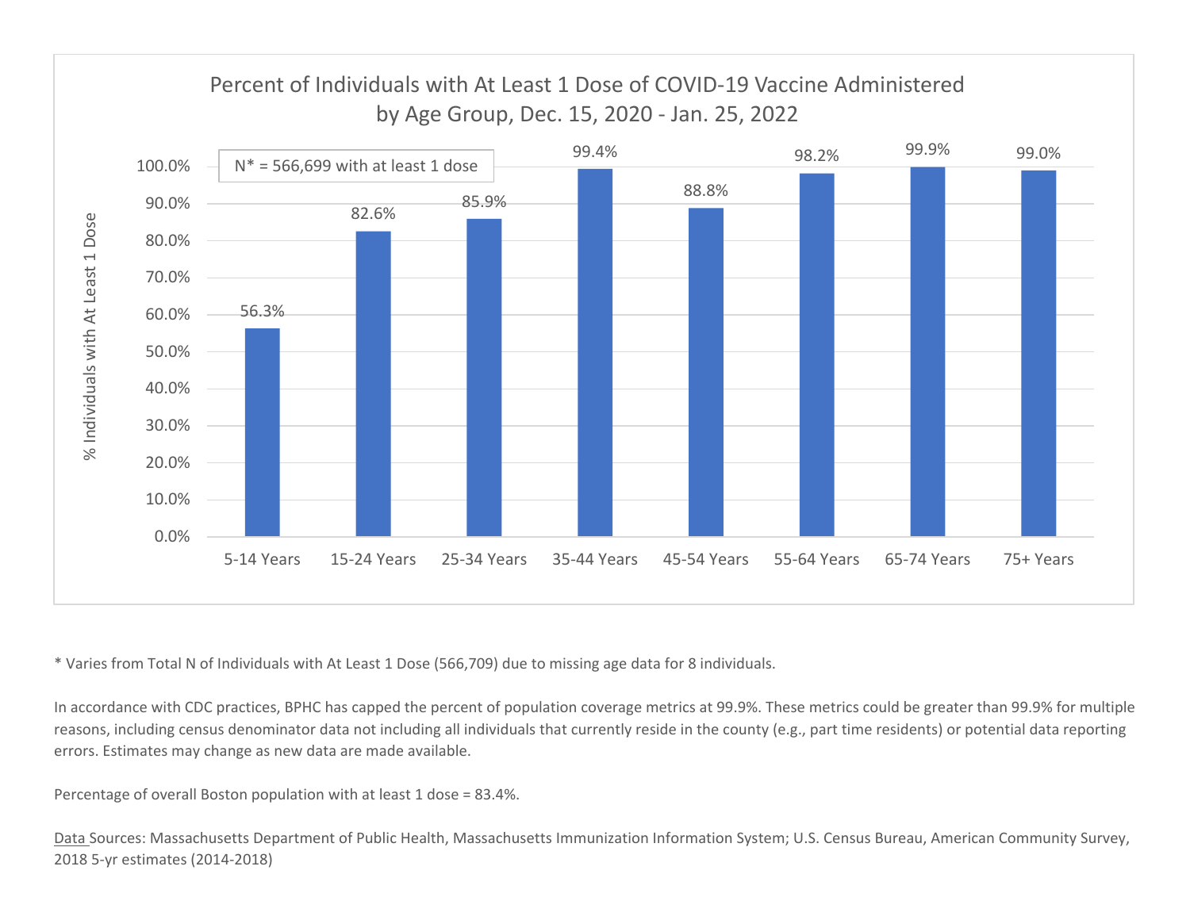## Percent of Individuals with At Least 1 Dose of COVID-19 Vaccine Administered by Age Group, Dec. 15, 2020 - Jan. 25, 2022

N* = 566,699 with at least 1 dose

| Age Group | % Individuals with At Least 1 Dose |
| --- | --- |
| 5-14 Years | 56.3% |
| 15-24 Years | 82.6% |
| 25-34 Years | 85.9% |
| 35-44 Years | 99.4% |
| 45-54 Years | 88.8% |
| 55-64 Years | 98.2% |
| 65-74 Years | 99.9% |
| 75+ Years | 99.0% |

* Varies from Total N of Individuals with At Least 1 Dose (566,709) due to missing age data for 8 individuals.

In accordance with CDC practices, BPHC has capped the percent of population coverage metrics at 99.9%. These metrics could be greater than 99.9% for multiple reasons, including census denominator data not including all individuals that currently reside in the county (e.g., part time residents) or potential data reporting errors. Estimates may change as new data are made available.

Percentage of overall Boston population with at least 1 dose = 83.4%.

Data Sources: Massachusetts Department of Public Health, Massachusetts Immunization Information System; U.S. Census Bureau, American Community Survey, 2018 5-yr estimates (2014-2018)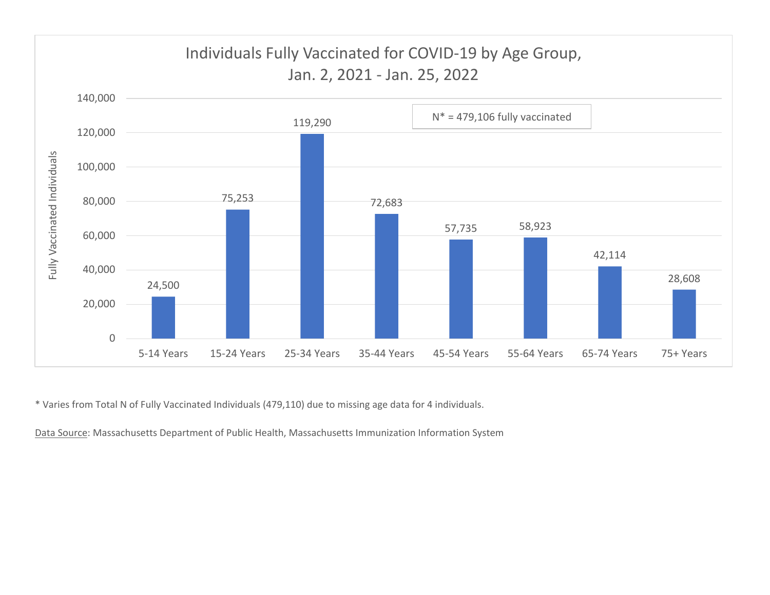## Individuals Fully Vaccinated for COVID-19 by Age Group, Jan. 2, 2021 - Jan. 25, 2022

N* = 479,106 fully vaccinated

| Age Group | Fully Vaccinated Individuals |
|---|---|
| 5-14 Years | 24,500 |
| 15-24 Years | 75,253 |
| 25-34 Years | 119,290 |
| 35-44 Years | 72,683 |
| 45-54 Years | 57,735 |
| 55-64 Years | 58,923 |
| 65-74 Years | 42,114 |
| 75+ Years | 28,608 |

* Varies from Total N of Fully Vaccinated Individuals (479,110) due to missing age data for 4 individuals.

Data Source: Massachusetts Department of Public Health, Massachusetts Immunization Information System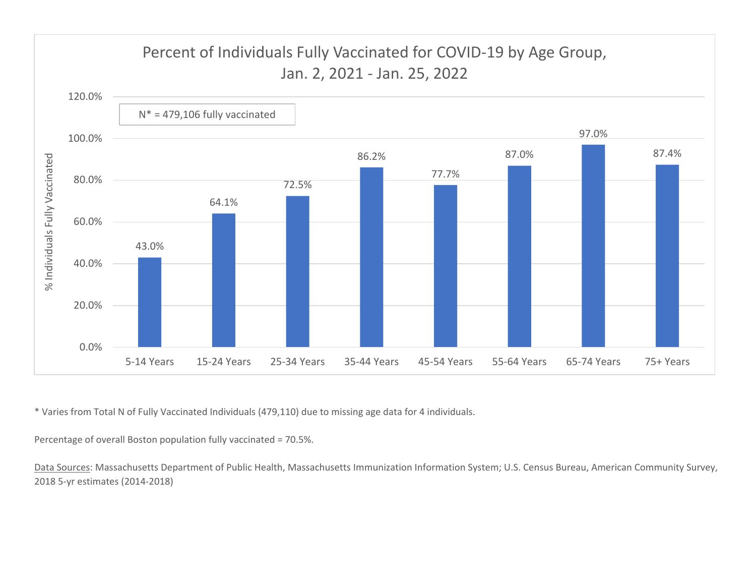## Percent of Individuals Fully Vaccinated for COVID-19 by Age Group, Jan. 2, 2021 - Jan. 25, 2022

N* = 479,106 fully vaccinated

| Age Group | % Individuals Fully Vaccinated |
|---|---|
| 5-14 Years | 43.0% |
| 15-24 Years | 64.1% |
| 25-34 Years | 72.5% |
| 35-44 Years | 86.2% |
| 45-54 Years | 77.7% |
| 55-64 Years | 87.0% |
| 65-74 Years | 97.0% |
| 75+ Years | 87.4% |

* Varies from Total N of Fully Vaccinated Individuals (479,110) due to missing age data for 4 individuals.

Percentage of overall Boston population fully vaccinated = 70.5%.

Data Sources: Massachusetts Department of Public Health, Massachusetts Immunization Information System; U.S. Census Bureau, American Community Survey, 2018 5-yr estimates (2014-2018)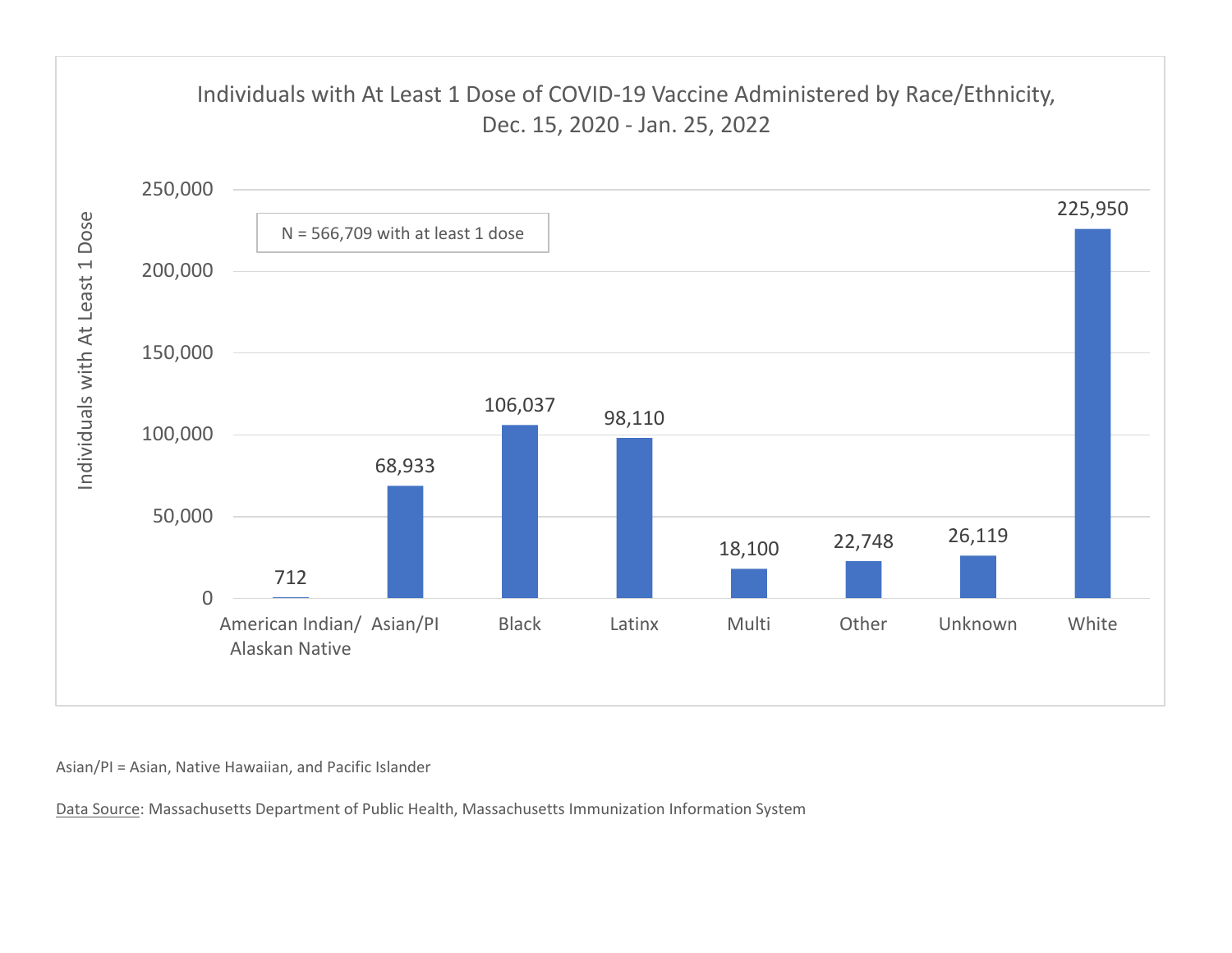## Individuals with At Least 1 Dose of COVID-19 Vaccine Administered by Race/Ethnicity, Dec. 15, 2020 - Jan. 25, 2022

N = 566,709 with at least 1 dose

| Race/Ethnicity | Individuals with At Least 1 Dose |
| --- | --- |
| American Indian/ Alaskan Native | 712 |
| Asian/PI | 68,933 |
| Black | 106,037 |
| Latinx | 98,110 |
| Multi | 18,100 |
| Other | 22,748 |
| Unknown | 26,119 |
| White | 225,950 |

Asian/PI = Asian, Native Hawaiian, and Pacific Islander

Data Source: Massachusetts Department of Public Health, Massachusetts Immunization Information System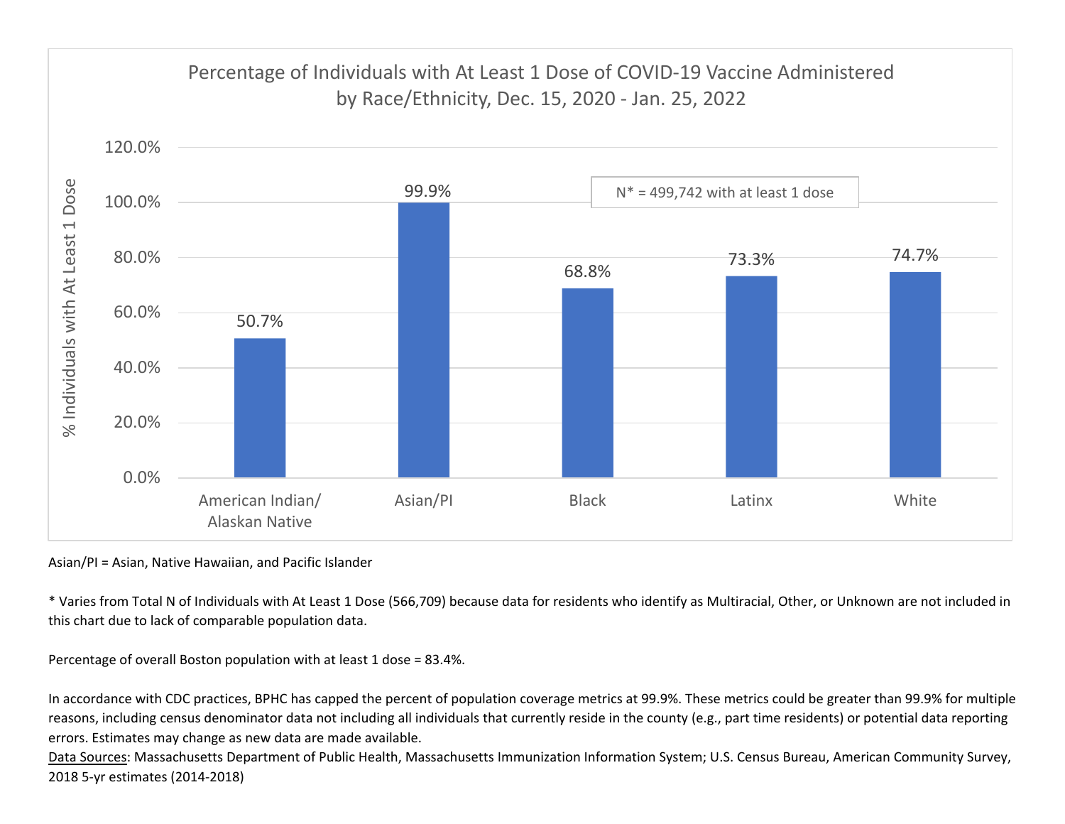## Percentage of Individuals with At Least 1 Dose of COVID-19 Vaccine Administered by Race/Ethnicity, Dec. 15, 2020 - Jan. 25, 2022

N* = 499,742 with at least 1 dose

| Race/Ethnicity | % Individuals with At Least 1 Dose |
| --- | --- |
| American Indian/ Alaskan Native | 50.7% |
| Asian/PI | 99.9% |
| Black | 68.8% |
| Latinx | 73.3% |
| White | 74.7% |

Asian/PI = Asian, Native Hawaiian, and Pacific Islander

* Varies from Total N of Individuals with At Least 1 Dose (566,709) because data for residents who identify as Multiracial, Other, or Unknown are not included in this chart due to lack of comparable population data.

Percentage of overall Boston population with at least 1 dose = 83.4%.

In accordance with CDC practices, BPHC has capped the percent of population coverage metrics at 99.9%. These metrics could be greater than 99.9% for multiple reasons, including census denominator data not including all individuals that currently reside in the county (e.g., part time residents) or potential data reporting errors. Estimates may change as new data are made available.

Data Sources: Massachusetts Department of Public Health, Massachusetts Immunization Information System; U.S. Census Bureau, American Community Survey, 2018 5-yr estimates (2014-2018)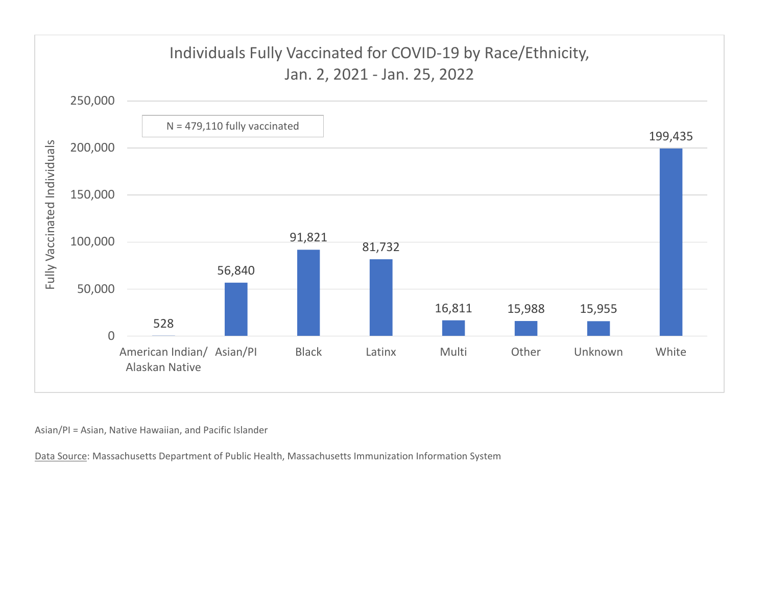## Individuals Fully Vaccinated for COVID-19 by Race/Ethnicity, Jan. 2, 2021 - Jan. 25, 2022

N = 479,110 fully vaccinated

| Race/Ethnicity | Fully Vaccinated Individuals |
|---|---|
| American Indian/ Alaskan Native | 528 |
| Asian/PI | 56,840 |
| Black | 91,821 |
| Latinx | 81,732 |
| Multi | 16,811 |
| Other | 15,988 |
| Unknown | 15,955 |
| White | 199,435 |

Asian/PI = Asian, Native Hawaiian, and Pacific Islander

Data Source: Massachusetts Department of Public Health, Massachusetts Immunization Information System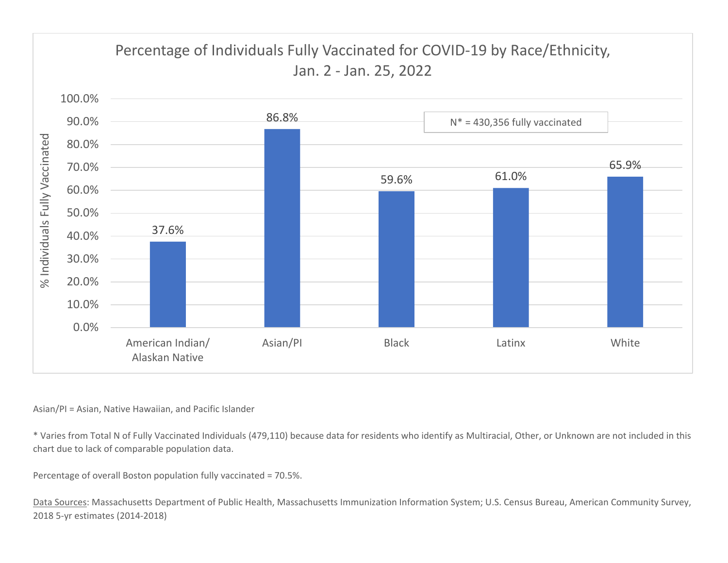## Percentage of Individuals Fully Vaccinated for COVID-19 by Race/Ethnicity, Jan. 2 - Jan. 25, 2022

| Race/Ethnicity | % Individuals Fully Vaccinated |
| --- | --- |
| American Indian/ Alaskan Native | 37.6% |
| Asian/PI | 86.8% |
| Black | 59.6% |
| Latinx | 61.0% |
| White | 65.9% |

N* = 430,356 fully vaccinated

Asian/PI = Asian, Native Hawaiian, and Pacific Islander

* Varies from Total N of Fully Vaccinated Individuals (479,110) because data for residents who identify as Multiracial, Other, or Unknown are not included in this chart due to lack of comparable population data.

Percentage of overall Boston population fully vaccinated = 70.5%.

Data Sources: Massachusetts Department of Public Health, Massachusetts Immunization Information System; U.S. Census Bureau, American Community Survey, 2018 5-yr estimates (2014-2018)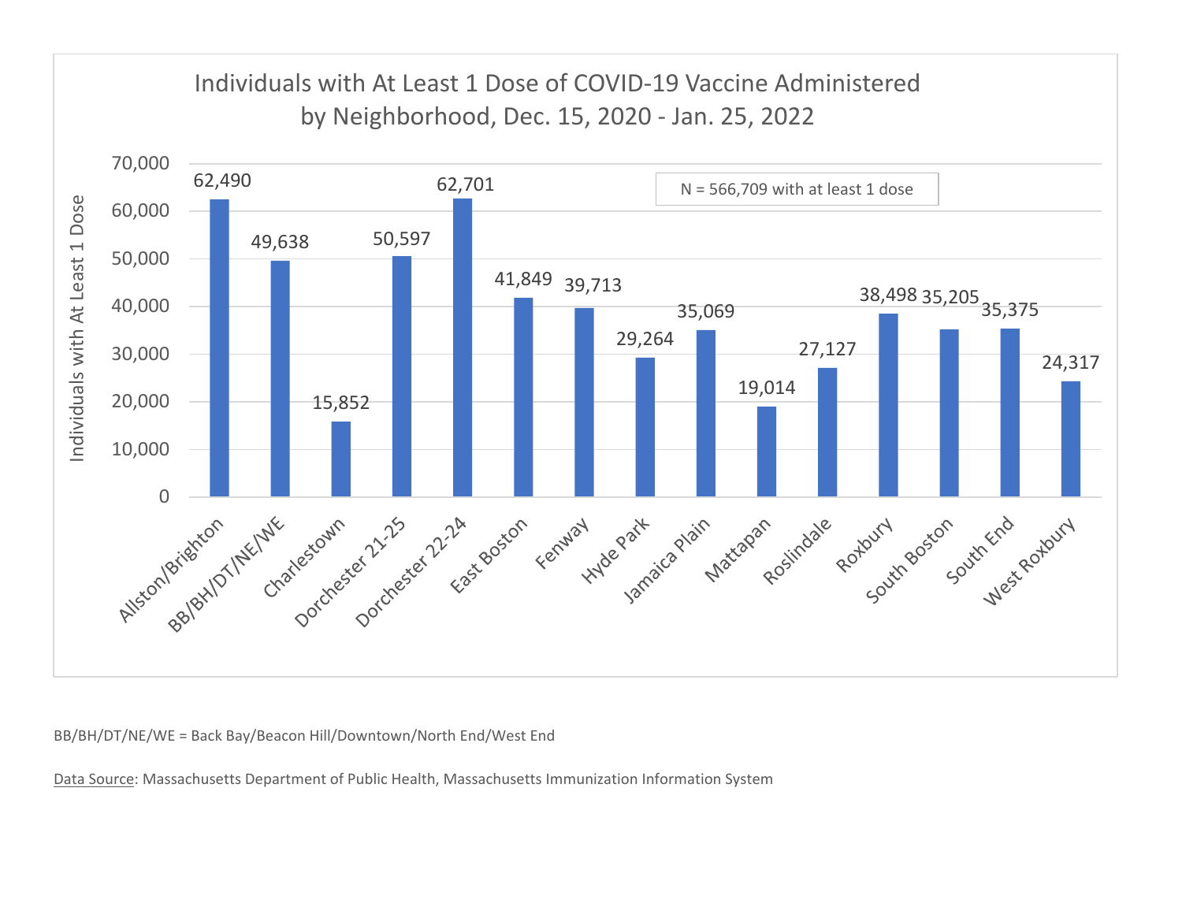## Individuals with At Least 1 Dose of COVID-19 Vaccine Administered by Neighborhood, Dec. 15, 2020 - Jan. 25, 2022

N = 566,709 with at least 1 dose

| Neighborhood | Individuals with At Least 1 Dose |
| --- | --- |
| Allston/Brighton | 62,490 |
| BB/BH/DT/NE/WE | 49,638 |
| Charlestown | 15,852 |
| Dorchester 21-25 | 50,597 |
| Dorchester 22-24 | 62,701 |
| East Boston | 41,849 |
| Fenway | 39,713 |
| Hyde Park | 29,264 |
| Jamaica Plain | 35,069 |
| Mattapan | 19,014 |
| Roslindale | 27,127 |
| Roxbury | 38,498 |
| South Boston | 35,205 |
| South End | 35,375 |
| West Roxbury | 24,317 |

BB/BH/DT/NE/WE = Back Bay/Beacon Hill/Downtown/North End/West End

Data Source: Massachusetts Department of Public Health, Massachusetts Immunization Information System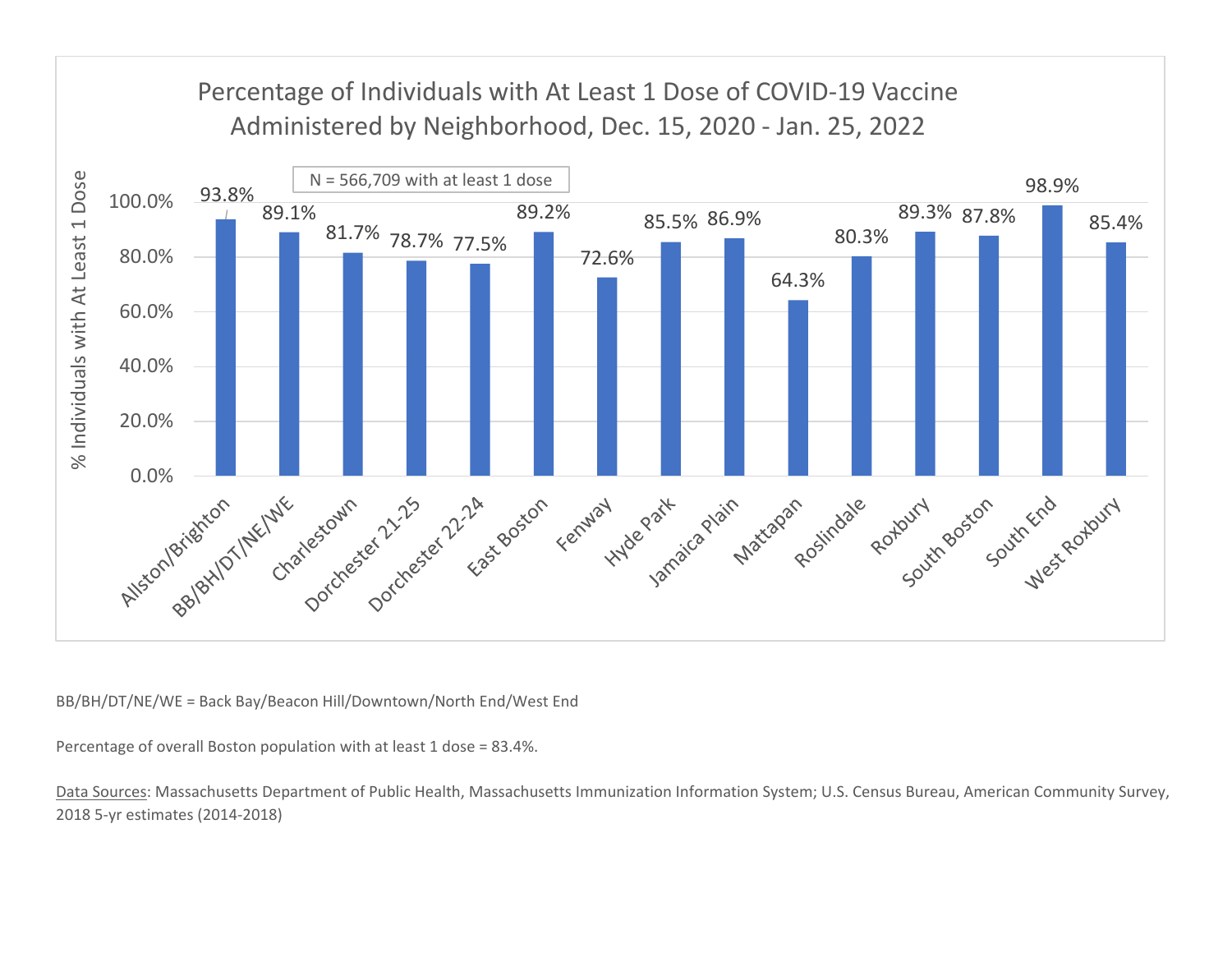## Percentage of Individuals with At Least 1 Dose of COVID-19 Vaccine Administered by Neighborhood, Dec. 15, 2020 - Jan. 25, 2022

N = 566,709 with at least 1 dose

| Neighborhood | % Individuals with At Least 1 Dose |
| --- | --- |
| Allston/Brighton | 93.8% |
| BB/BH/DT/NE/WE | 89.1% |
| Charlestown | 81.7% |
| Dorchester 21-25 | 78.7% |
| Dorchester 22-24 | 77.5% |
| East Boston | 89.2% |
| Fenway | 72.6% |
| Hyde Park | 85.5% |
| Jamaica Plain | 86.9% |
| Mattapan | 64.3% |
| Roslindale | 80.3% |
| Roxbury | 89.3% |
| South Boston | 87.8% |
| South End | 98.9% |
| West Roxbury | 85.4% |

BB/BH/DT/NE/WE = Back Bay/Beacon Hill/Downtown/North End/West End

Percentage of overall Boston population with at least 1 dose = 83.4%.

Data Sources: Massachusetts Department of Public Health, Massachusetts Immunization Information System; U.S. Census Bureau, American Community Survey, 2018 5-yr estimates (2014-2018)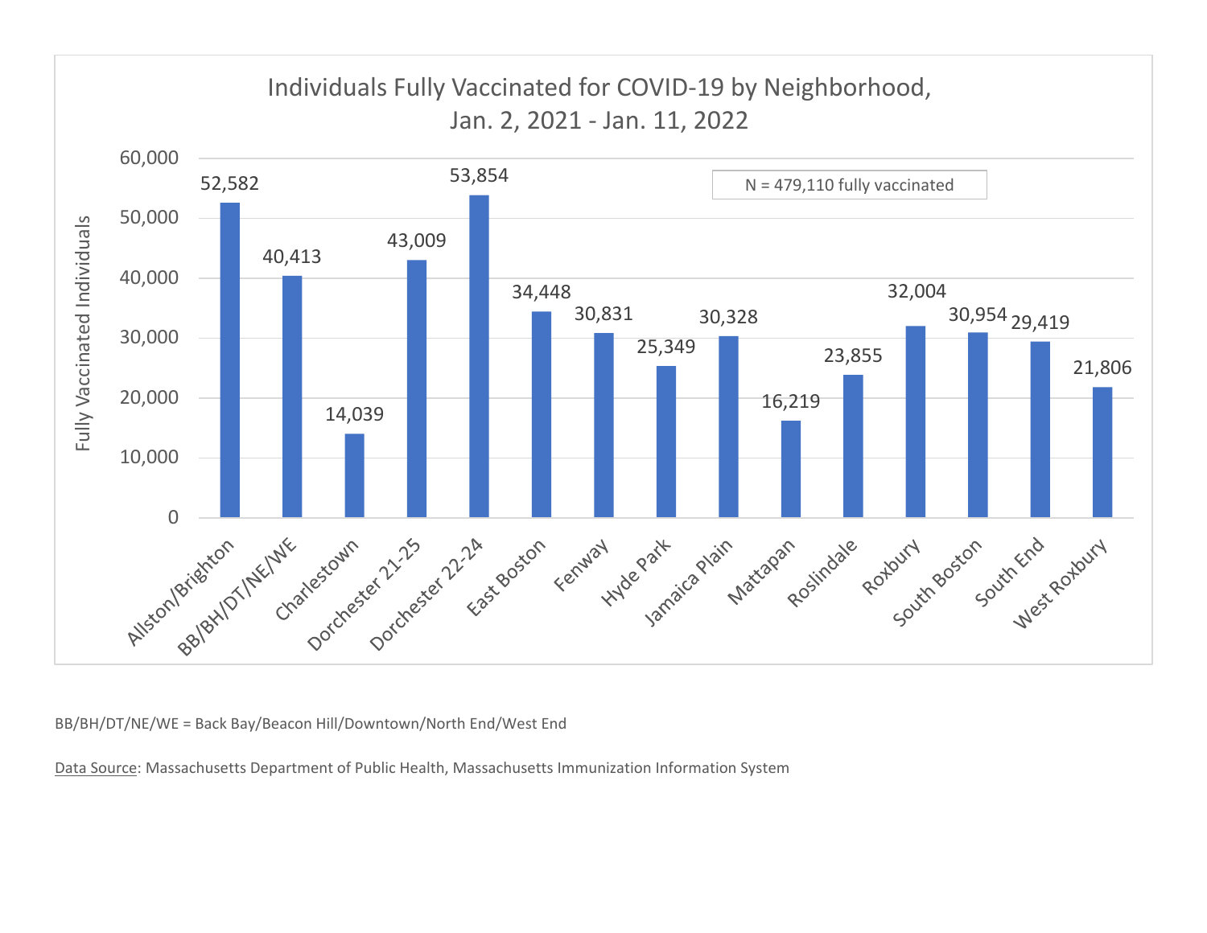## Individuals Fully Vaccinated for COVID-19 by Neighborhood, Jan. 2, 2021 - Jan. 11, 2022

N = 479,110 fully vaccinated

| Neighborhood | Fully Vaccinated Individuals |
|---|---|
| Allston/Brighton | 52,582 |
| BB/BH/DT/NE/WE | 40,413 |
| Charlestown | 14,039 |
| Dorchester 21-25 | 43,009 |
| Dorchester 22-24 | 53,854 |
| East Boston | 34,448 |
| Fenway | 30,831 |
| Hyde Park | 25,349 |
| Jamaica Plain | 30,328 |
| Mattapan | 16,219 |
| Roslindale | 23,855 |
| Roxbury | 32,004 |
| South Boston | 30,954 |
| South End | 29,419 |
| West Roxbury | 21,806 |

BB/BH/DT/NE/WE = Back Bay/Beacon Hill/Downtown/North End/West End

Data Source: Massachusetts Department of Public Health, Massachusetts Immunization Information System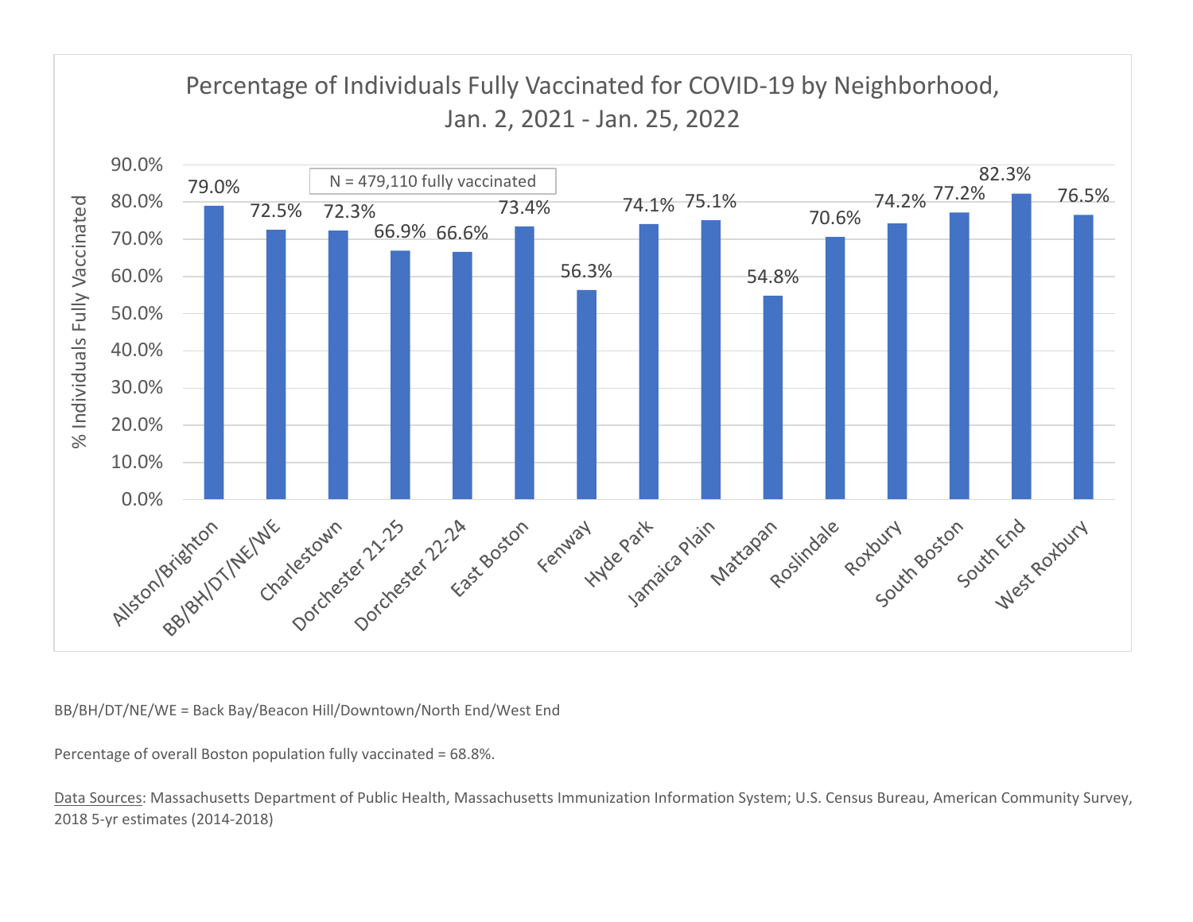## Percentage of Individuals Fully Vaccinated for COVID-19 by Neighborhood, Jan. 2, 2021 - Jan. 25, 2022

N = 479,110 fully vaccinated

| Neighborhood | % Individuals Fully Vaccinated |
|---|---|
| Allston/Brighton | 79.0% |
| BB/BH/DT/NE/WE | 72.5% |
| Charlestown | 72.3% |
| Dorchester 21-25 | 66.9% |
| Dorchester 22-24 | 66.6% |
| East Boston | 73.4% |
| Fenway | 56.3% |
| Hyde Park | 74.1% |
| Jamaica Plain | 75.1% |
| Mattapan | 54.8% |
| Roslindale | 70.6% |
| Roxbury | 74.2% |
| South Boston | 77.2% |
| South End | 82.3% |
| West Roxbury | 76.5% |

BB/BH/DT/NE/WE = Back Bay/Beacon Hill/Downtown/North End/West End

Percentage of overall Boston population fully vaccinated = 68.8%.

Data Sources: Massachusetts Department of Public Health, Massachusetts Immunization Information System; U.S. Census Bureau, American Community Survey, 2018 5-yr estimates (2014-2018)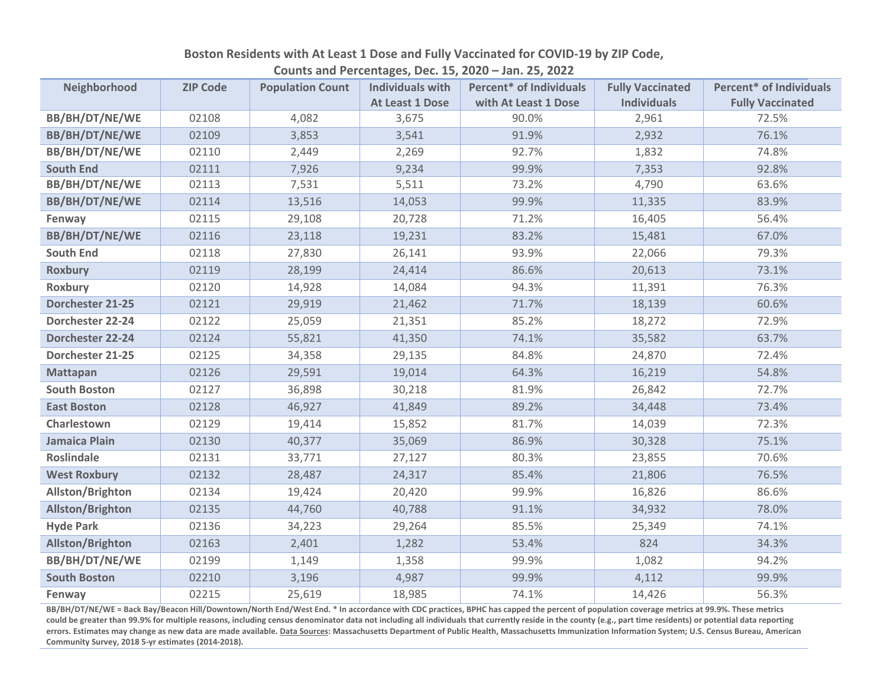## Boston Residents with At Least 1 Dose and Fully Vaccinated for COVID-19 by ZIP Code, Counts and Percentages, Dec. 15, 2020 – Jan. 25, 2022

| Neighborhood | ZIP Code | Population Count | Individuals with At Least 1 Dose | Percent* of Individuals with At Least 1 Dose | Fully Vaccinated Individuals | Percent* of Individuals Fully Vaccinated |
|---|---|---|---|---|---|---|
| **BB/BH/DT/NE/WE** | 02108 | 4,082 | 3,675 | 90.0% | 2,961 | 72.5% |
| **BB/BH/DT/NE/WE** | 02109 | 3,853 | 3,541 | 91.9% | 2,932 | 76.1% |
| **BB/BH/DT/NE/WE** | 02110 | 2,449 | 2,269 | 92.7% | 1,832 | 74.8% |
| **South End** | 02111 | 7,926 | 9,234 | 99.9% | 7,353 | 92.8% |
| **BB/BH/DT/NE/WE** | 02113 | 7,531 | 5,511 | 73.2% | 4,790 | 63.6% |
| **BB/BH/DT/NE/WE** | 02114 | 13,516 | 14,053 | 99.9% | 11,335 | 83.9% |
| **Fenway** | 02115 | 29,108 | 20,728 | 71.2% | 16,405 | 56.4% |
| **BB/BH/DT/NE/WE** | 02116 | 23,118 | 19,231 | 83.2% | 15,481 | 67.0% |
| **South End** | 02118 | 27,830 | 26,141 | 93.9% | 22,066 | 79.3% |
| **Roxbury** | 02119 | 28,199 | 24,414 | 86.6% | 20,613 | 73.1% |
| **Roxbury** | 02120 | 14,928 | 14,084 | 94.3% | 11,391 | 76.3% |
| **Dorchester 21-25** | 02121 | 29,919 | 21,462 | 71.7% | 18,139 | 60.6% |
| **Dorchester 22-24** | 02122 | 25,059 | 21,351 | 85.2% | 18,272 | 72.9% |
| **Dorchester 22-24** | 02124 | 55,821 | 41,350 | 74.1% | 35,582 | 63.7% |
| **Dorchester 21-25** | 02125 | 34,358 | 29,135 | 84.8% | 24,870 | 72.4% |
| **Mattapan** | 02126 | 29,591 | 19,014 | 64.3% | 16,219 | 54.8% |
| **South Boston** | 02127 | 36,898 | 30,218 | 81.9% | 26,842 | 72.7% |
| **East Boston** | 02128 | 46,927 | 41,849 | 89.2% | 34,448 | 73.4% |
| **Charlestown** | 02129 | 19,414 | 15,852 | 81.7% | 14,039 | 72.3% |
| **Jamaica Plain** | 02130 | 40,377 | 35,069 | 86.9% | 30,328 | 75.1% |
| **Roslindale** | 02131 | 33,771 | 27,127 | 80.3% | 23,855 | 70.6% |
| **West Roxbury** | 02132 | 28,487 | 24,317 | 85.4% | 21,806 | 76.5% |
| **Allston/Brighton** | 02134 | 19,424 | 20,420 | 99.9% | 16,826 | 86.6% |
| **Allston/Brighton** | 02135 | 44,760 | 40,788 | 91.1% | 34,932 | 78.0% |
| **Hyde Park** | 02136 | 34,223 | 29,264 | 85.5% | 25,349 | 74.1% |
| **Allston/Brighton** | 02163 | 2,401 | 1,282 | 53.4% | 824 | 34.3% |
| **BB/BH/DT/NE/WE** | 02199 | 1,149 | 1,358 | 99.9% | 1,082 | 94.2% |
| **South Boston** | 02210 | 3,196 | 4,987 | 99.9% | 4,112 | 99.9% |
| **Fenway** | 02215 | 25,619 | 18,985 | 74.1% | 14,426 | 56.3% |

**BB/BH/DT/NE/WE = Back Bay/Beacon Hill/Downtown/North End/West End. * In accordance with CDC practices, BPHC has capped the percent of population coverage metrics at 99.9%. These metrics could be greater than 99.9% for multiple reasons, including census denominator data not including all individuals that currently reside in the county (e.g., part time residents) or potential data reporting errors. Estimates may change as new data are made available. Data Sources: Massachusetts Department of Public Health, Massachusetts Immunization Information System; U.S. Census Bureau, American Community Survey, 2018 5-yr estimates (2014-2018).**